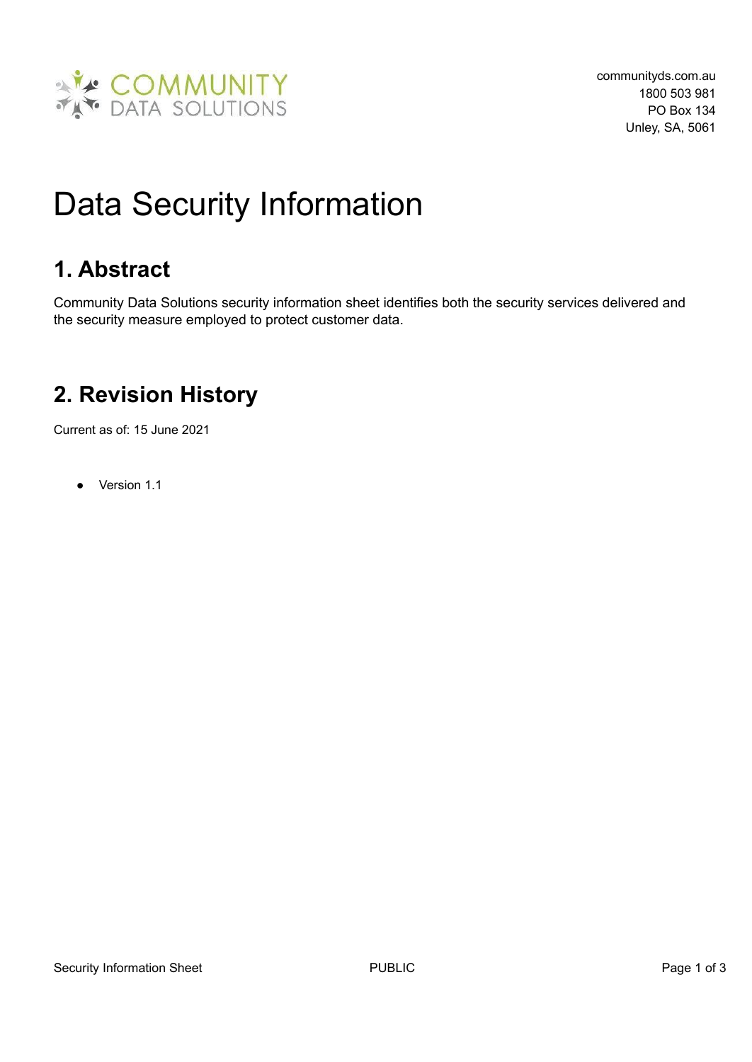communityds.com.au
1800 503 981
PO Box 134
Unley, SA, 5061

# Data Security Information

## 1. Abstract

Community Data Solutions security information sheet identifies both the security services delivered and the security measure employed to protect customer data.

## 2. Revision History

Current as of: 15 June 2021

- Version 1.1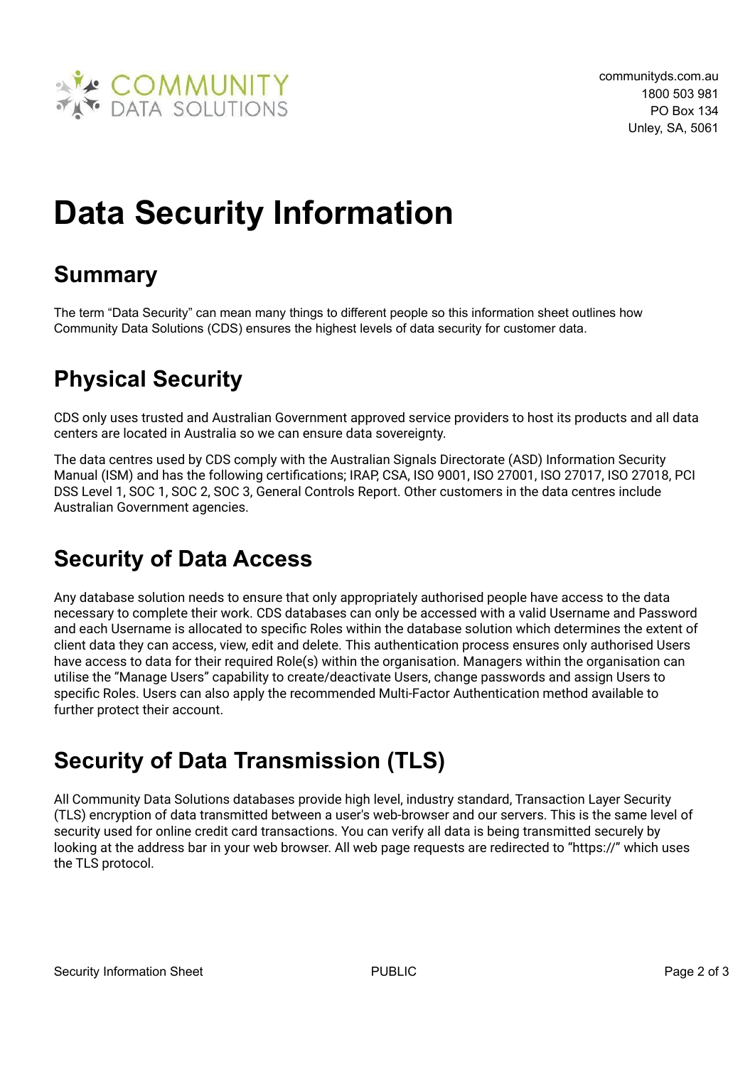communityds.com.au
1800 503 981
PO Box 134
Unley, SA, 5061

# Data Security Information

## Summary

The term "Data Security" can mean many things to different people so this information sheet outlines how Community Data Solutions (CDS) ensures the highest levels of data security for customer data.

## Physical Security

CDS only uses trusted and Australian Government approved service providers to host its products and all data centers are located in Australia so we can ensure data sovereignty.

The data centres used by CDS comply with the Australian Signals Directorate (ASD) Information Security Manual (ISM) and has the following certifications; IRAP, CSA, ISO 9001, ISO 27001, ISO 27017, ISO 27018, PCI DSS Level 1, SOC 1, SOC 2, SOC 3, General Controls Report. Other customers in the data centres include Australian Government agencies.

## Security of Data Access

Any database solution needs to ensure that only appropriately authorised people have access to the data necessary to complete their work. CDS databases can only be accessed with a valid Username and Password and each Username is allocated to specific Roles within the database solution which determines the extent of client data they can access, view, edit and delete. This authentication process ensures only authorised Users have access to data for their required Role(s) within the organisation. Managers within the organisation can utilise the "Manage Users" capability to create/deactivate Users, change passwords and assign Users to specific Roles. Users can also apply the recommended Multi-Factor Authentication method available to further protect their account.

## Security of Data Transmission (TLS)

All Community Data Solutions databases provide high level, industry standard, Transaction Layer Security (TLS) encryption of data transmitted between a user's web-browser and our servers. This is the same level of security used for online credit card transactions. You can verify all data is being transmitted securely by looking at the address bar in your web browser. All web page requests are redirected to "https://" which uses the TLS protocol.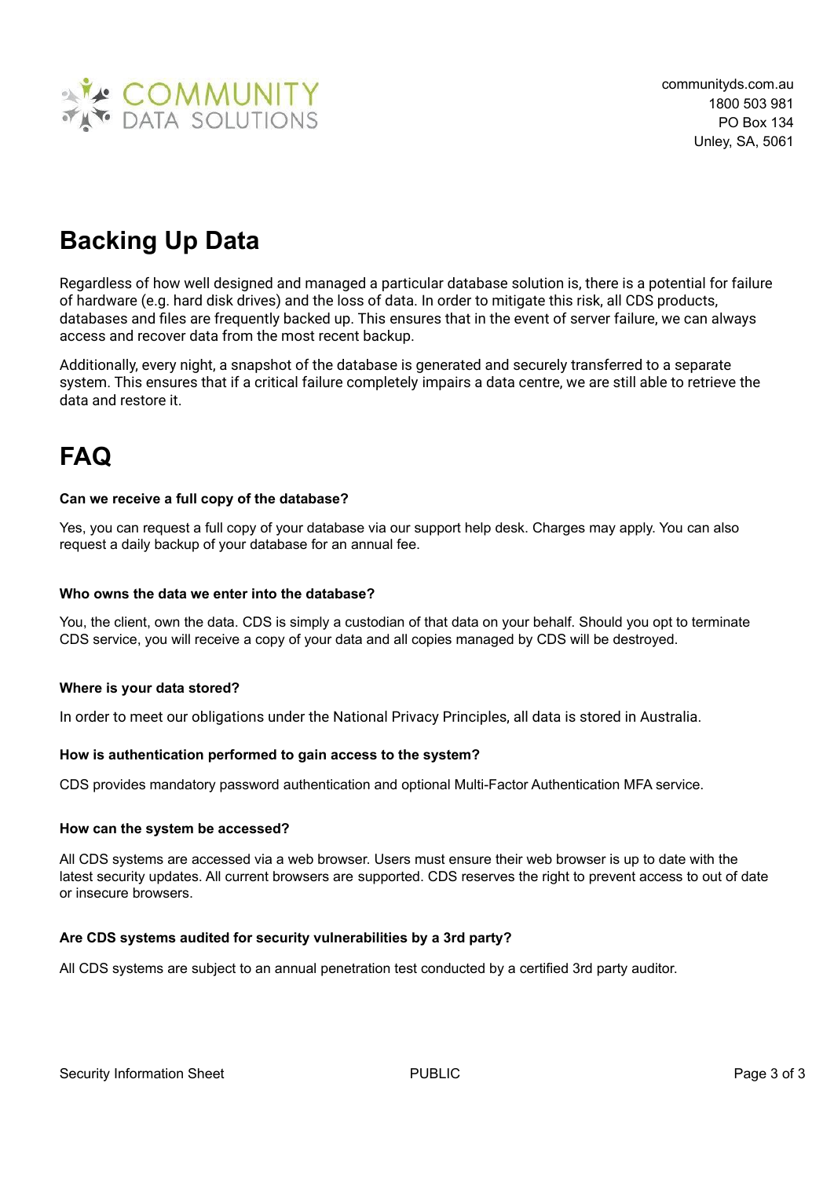communityds.com.au
1800 503 981
PO Box 134
Unley, SA, 5061

# Backing Up Data

Regardless of how well designed and managed a particular database solution is, there is a potential for failure of hardware (e.g. hard disk drives) and the loss of data. In order to mitigate this risk, all CDS products, databases and files are frequently backed up. This ensures that in the event of server failure, we can always access and recover data from the most recent backup.

Additionally, every night, a snapshot of the database is generated and securely transferred to a separate system. This ensures that if a critical failure completely impairs a data centre, we are still able to retrieve the data and restore it.

# FAQ

**Can we receive a full copy of the database?**

Yes, you can request a full copy of your database via our support help desk. Charges may apply. You can also request a daily backup of your database for an annual fee.

**Who owns the data we enter into the database?**

You, the client, own the data. CDS is simply a custodian of that data on your behalf. Should you opt to terminate CDS service, you will receive a copy of your data and all copies managed by CDS will be destroyed.

**Where is your data stored?**

In order to meet our obligations under the National Privacy Principles, all data is stored in Australia.

**How is authentication performed to gain access to the system?**

CDS provides mandatory password authentication and optional Multi-Factor Authentication MFA service.

**How can the system be accessed?**

All CDS systems are accessed via a web browser. Users must ensure their web browser is up to date with the latest security updates. All current browsers are supported. CDS reserves the right to prevent access to out of date or insecure browsers.

**Are CDS systems audited for security vulnerabilities by a 3rd party?**

All CDS systems are subject to an annual penetration test conducted by a certified 3rd party auditor.